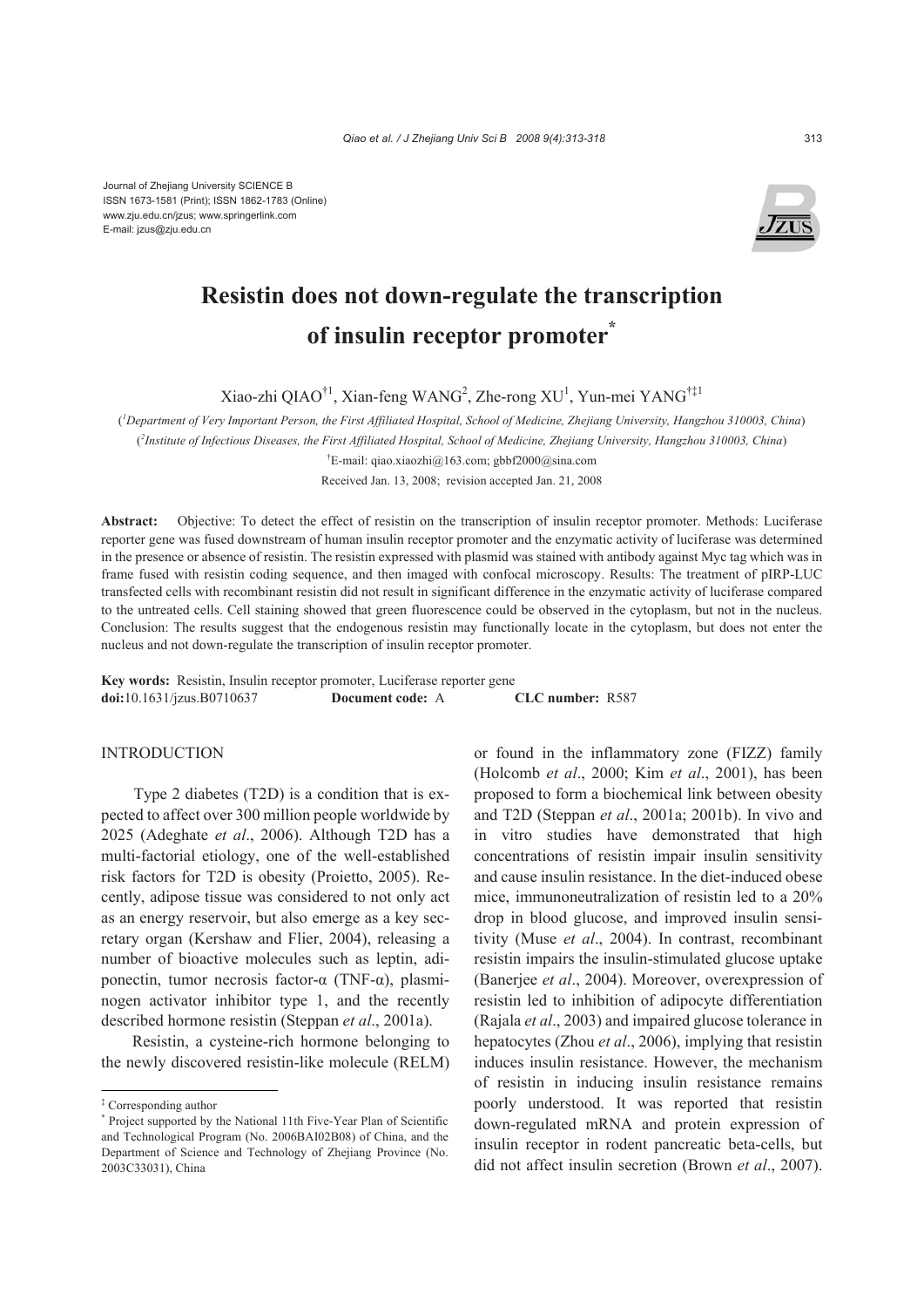Journal of Zhejiang University SCIENCE B
ISSN 1673-1581 (Print); ISSN 1862-1783 (Online)
www.zju.edu.cn/jzus; www.springerlink.com
E-mail: jzus@zju.edu.cn

# Resistin does not down-regulate the transcription of insulin receptor promoter*

Xiao-zhi QIAO[†1], Xian-feng WANG[2], Zhe-rong XU[1], Yun-mei YANG[†‡1]

([1]Department of Very Important Person, the First Affiliated Hospital, School of Medicine, Zhejiang University, Hangzhou 310003, China)

([2]Institute of Infectious Diseases, the First Affiliated Hospital, School of Medicine, Zhejiang University, Hangzhou 310003, China)

[†]E-mail: qiao.xiaozhi@163.com; gbbf2000@sina.com

Received Jan. 13, 2008; revision accepted Jan. 21, 2008

**Abstract:** Objective: To detect the effect of resistin on the transcription of insulin receptor promoter. Methods: Luciferase reporter gene was fused downstream of human insulin receptor promoter and the enzymatic activity of luciferase was determined in the presence or absence of resistin. The resistin expressed with plasmid was stained with antibody against Myc tag which was in frame fused with resistin coding sequence, and then imaged with confocal microscopy. Results: The treatment of pIRP-LUC transfected cells with recombinant resistin did not result in significant difference in the enzymatic activity of luciferase compared to the untreated cells. Cell staining showed that green fluorescence could be observed in the cytoplasm, but not in the nucleus. Conclusion: The results suggest that the endogenous resistin may functionally locate in the cytoplasm, but does not enter the nucleus and not down-regulate the transcription of insulin receptor promoter.

**Key words:** Resistin, Insulin receptor promoter, Luciferase reporter gene

**doi:**10.1631/jzus.B0710637 **Document code:** A **CLC number:** R587

## INTRODUCTION

Type 2 diabetes (T2D) is a condition that is expected to affect over 300 million people worldwide by 2025 (Adeghate *et al*., 2006). Although T2D has a multi-factorial etiology, one of the well-established risk factors for T2D is obesity (Proietto, 2005). Recently, adipose tissue was considered to not only act as an energy reservoir, but also emerge as a key secretary organ (Kershaw and Flier, 2004), releasing a number of bioactive molecules such as leptin, adiponectin, tumor necrosis factor-α (TNF-α), plasminogen activator inhibitor type 1, and the recently described hormone resistin (Steppan *et al*., 2001a).

Resistin, a cysteine-rich hormone belonging to the newly discovered resistin-like molecule (RELM) or found in the inflammatory zone (FIZZ) family (Holcomb *et al*., 2000; Kim *et al*., 2001), has been proposed to form a biochemical link between obesity and T2D (Steppan *et al*., 2001a; 2001b). In vivo and in vitro studies have demonstrated that high concentrations of resistin impair insulin sensitivity and cause insulin resistance. In the diet-induced obese mice, immunoneutralization of resistin led to a 20% drop in blood glucose, and improved insulin sensitivity (Muse *et al*., 2004). In contrast, recombinant resistin impairs the insulin-stimulated glucose uptake (Banerjee *et al*., 2004). Moreover, overexpression of resistin led to inhibition of adipocyte differentiation (Rajala *et al*., 2003) and impaired glucose tolerance in hepatocytes (Zhou *et al*., 2006), implying that resistin induces insulin resistance. However, the mechanism of resistin in inducing insulin resistance remains poorly understood. It was reported that resistin down-regulated mRNA and protein expression of insulin receptor in rodent pancreatic beta-cells, but did not affect insulin secretion (Brown *et al*., 2007).

---

[‡] Corresponding author

[*] Project supported by the National 11th Five-Year Plan of Scientific and Technological Program (No. 2006BAI02B08) of China, and the Department of Science and Technology of Zhejiang Province (No. 2003C33031), China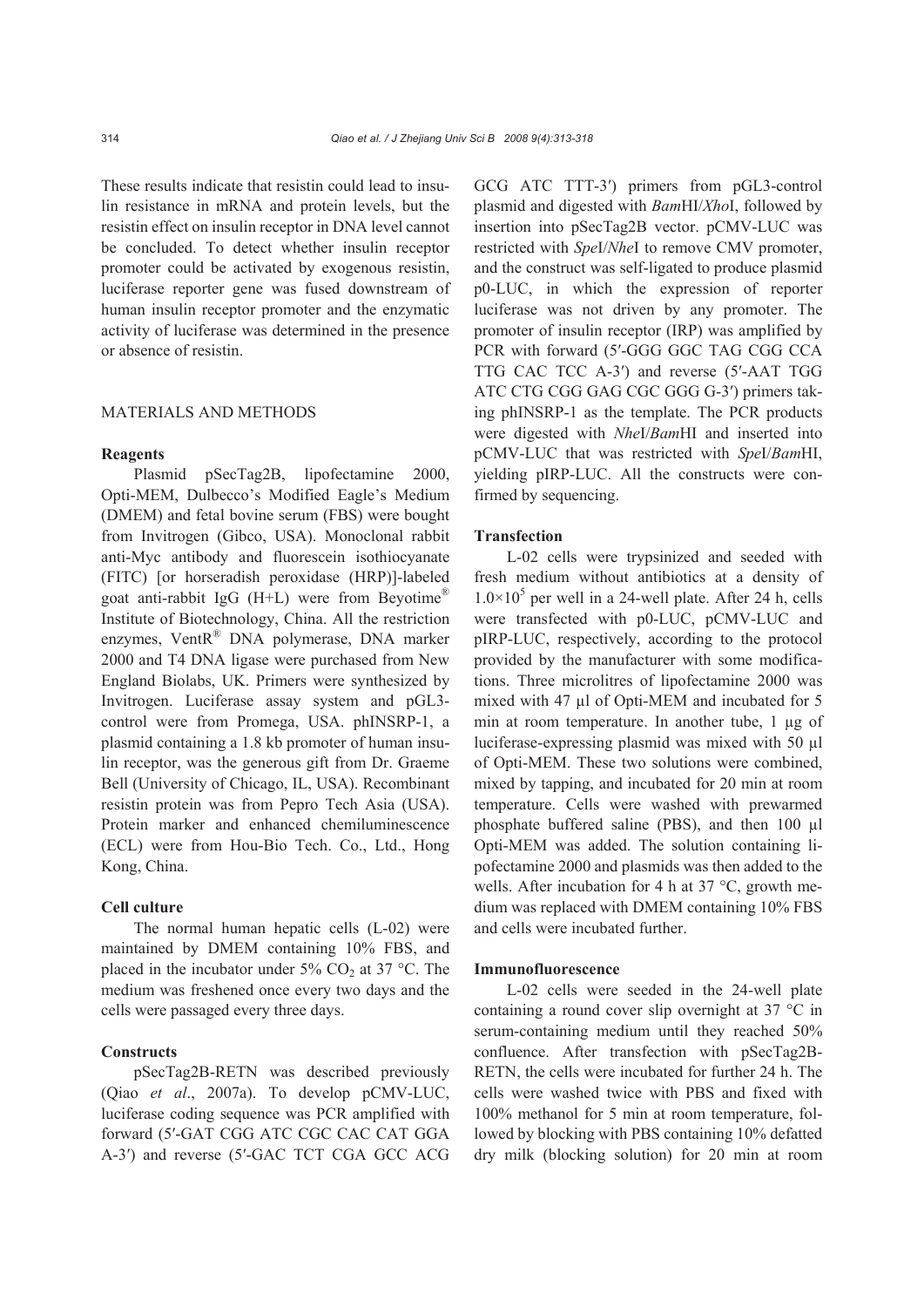These results indicate that resistin could lead to insulin resistance in mRNA and protein levels, but the resistin effect on insulin receptor in DNA level cannot be concluded. To detect whether insulin receptor promoter could be activated by exogenous resistin, luciferase reporter gene was fused downstream of human insulin receptor promoter and the enzymatic activity of luciferase was determined in the presence or absence of resistin.

## MATERIALS AND METHODS

### Reagents

Plasmid pSecTag2B, lipofectamine 2000, Opti-MEM, Dulbecco's Modified Eagle's Medium (DMEM) and fetal bovine serum (FBS) were bought from Invitrogen (Gibco, USA). Monoclonal rabbit anti-Myc antibody and fluorescein isothiocyanate (FITC) [or horseradish peroxidase (HRP)]-labeled goat anti-rabbit IgG (H+L) were from Beyotime® Institute of Biotechnology, China. All the restriction enzymes, VentR® DNA polymerase, DNA marker 2000 and T4 DNA ligase were purchased from New England Biolabs, UK. Primers were synthesized by Invitrogen. Luciferase assay system and pGL3-control were from Promega, USA. phINSRP-1, a plasmid containing a 1.8 kb promoter of human insulin receptor, was the generous gift from Dr. Graeme Bell (University of Chicago, IL, USA). Recombinant resistin protein was from Pepro Tech Asia (USA). Protein marker and enhanced chemiluminescence (ECL) were from Hou-Bio Tech. Co., Ltd., Hong Kong, China.

### Cell culture

The normal human hepatic cells (L-02) were maintained by DMEM containing 10% FBS, and placed in the incubator under 5% $CO_2$ at 37 °C. The medium was freshened once every two days and the cells were passaged every three days.

### Constructs

pSecTag2B-RETN was described previously (Qiao *et al*., 2007a). To develop pCMV-LUC, luciferase coding sequence was PCR amplified with forward (5′-GAT CGG ATC CGC CAC CAT GGA A-3′) and reverse (5′-GAC TCT CGA GCC ACG GCG ATC TTT-3′) primers from pGL3-control plasmid and digested with *Bam*HI/*Xho*I, followed by insertion into pSecTag2B vector. pCMV-LUC was restricted with *Spe*I/*Nhe*I to remove CMV promoter, and the construct was self-ligated to produce plasmid p0-LUC, in which the expression of reporter luciferase was not driven by any promoter. The promoter of insulin receptor (IRP) was amplified by PCR with forward (5′-GGG GGC TAG CGG CCA TTG CAC TCC A-3′) and reverse (5′-AAT TGG ATC CTG CGG GAG CGC GGG G-3′) primers taking phINSRP-1 as the template. The PCR products were digested with *Nhe*I/*Bam*HI and inserted into pCMV-LUC that was restricted with *Spe*I/*Bam*HI, yielding pIRP-LUC. All the constructs were confirmed by sequencing.

### Transfection

L-02 cells were trypsinized and seeded with fresh medium without antibiotics at a density of $1.0\times10^5$ per well in a 24-well plate. After 24 h, cells were transfected with p0-LUC, pCMV-LUC and pIRP-LUC, respectively, according to the protocol provided by the manufacturer with some modifications. Three microlitres of lipofectamine 2000 was mixed with 47 μl of Opti-MEM and incubated for 5 min at room temperature. In another tube, 1 μg of luciferase-expressing plasmid was mixed with 50 μl of Opti-MEM. These two solutions were combined, mixed by tapping, and incubated for 20 min at room temperature. Cells were washed with prewarmed phosphate buffered saline (PBS), and then 100 μl Opti-MEM was added. The solution containing lipofectamine 2000 and plasmids was then added to the wells. After incubation for 4 h at 37 °C, growth medium was replaced with DMEM containing 10% FBS and cells were incubated further.

### Immunofluorescence

L-02 cells were seeded in the 24-well plate containing a round cover slip overnight at 37 °C in serum-containing medium until they reached 50% confluence. After transfection with pSecTag2B-RETN, the cells were incubated for further 24 h. The cells were washed twice with PBS and fixed with 100% methanol for 5 min at room temperature, followed by blocking with PBS containing 10% defatted dry milk (blocking solution) for 20 min at room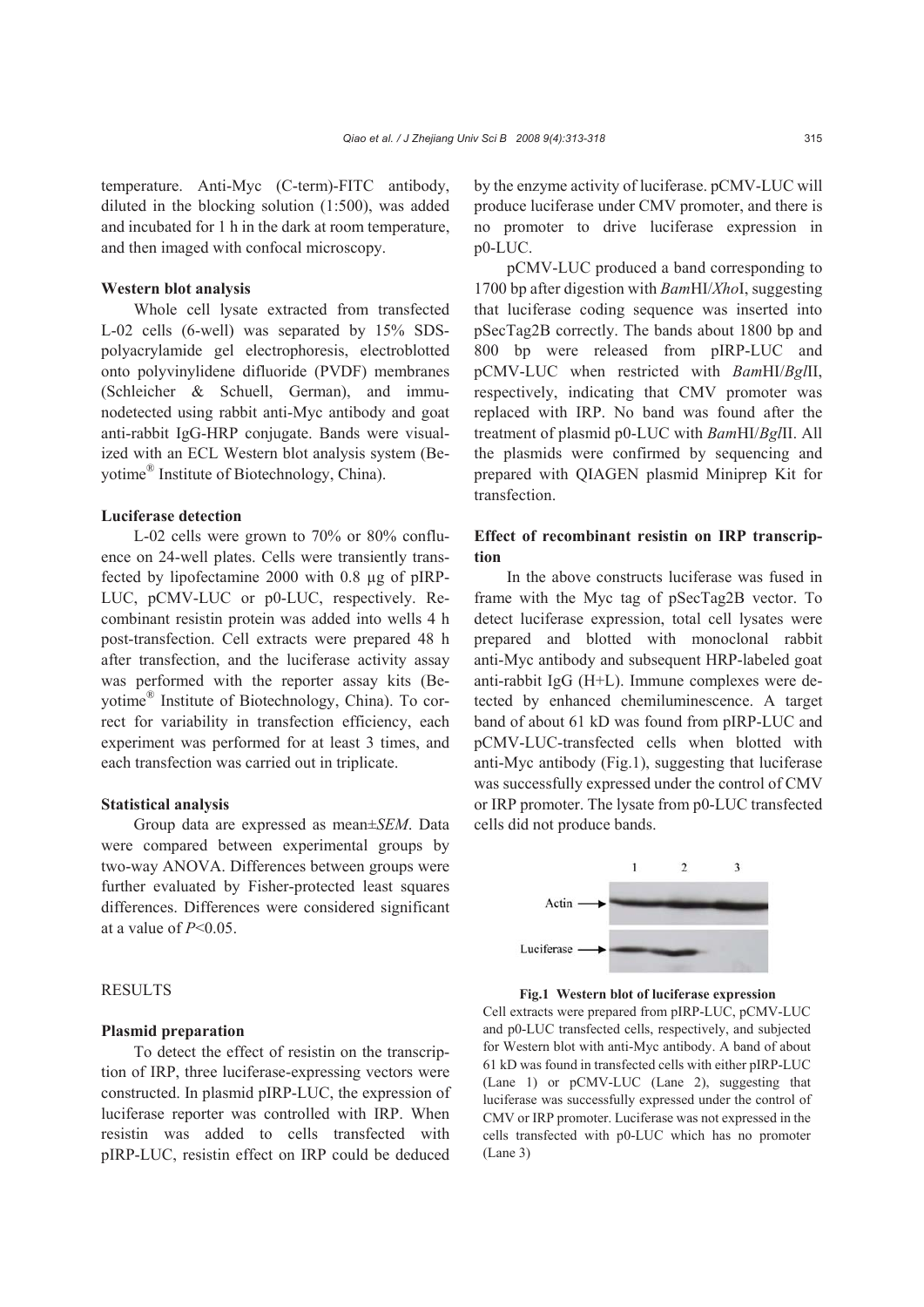temperature. Anti-Myc (C-term)-FITC antibody, diluted in the blocking solution (1:500), was added and incubated for 1 h in the dark at room temperature, and then imaged with confocal microscopy.

### Western blot analysis

Whole cell lysate extracted from transfected L-02 cells (6-well) was separated by 15% SDS-polyacrylamide gel electrophoresis, electroblotted onto polyvinylidene difluoride (PVDF) membranes (Schleicher & Schuell, German), and immunodetected using rabbit anti-Myc antibody and goat anti-rabbit IgG-HRP conjugate. Bands were visualized with an ECL Western blot analysis system (Beyotime® Institute of Biotechnology, China).

### Luciferase detection

L-02 cells were grown to 70% or 80% confluence on 24-well plates. Cells were transiently transfected by lipofectamine 2000 with 0.8 μg of pIRP-LUC, pCMV-LUC or p0-LUC, respectively. Recombinant resistin protein was added into wells 4 h post-transfection. Cell extracts were prepared 48 h after transfection, and the luciferase activity assay was performed with the reporter assay kits (Beyotime® Institute of Biotechnology, China). To correct for variability in transfection efficiency, each experiment was performed for at least 3 times, and each transfection was carried out in triplicate.

### Statistical analysis

Group data are expressed as mean±*SEM*. Data were compared between experimental groups by two-way ANOVA. Differences between groups were further evaluated by Fisher-protected least squares differences. Differences were considered significant at a value of $P<0.05$.

## RESULTS

### Plasmid preparation

To detect the effect of resistin on the transcription of IRP, three luciferase-expressing vectors were constructed. In plasmid pIRP-LUC, the expression of luciferase reporter was controlled with IRP. When resistin was added to cells transfected with pIRP-LUC, resistin effect on IRP could be deduced by the enzyme activity of luciferase. pCMV-LUC will produce luciferase under CMV promoter, and there is no promoter to drive luciferase expression in p0-LUC.

pCMV-LUC produced a band corresponding to 1700 bp after digestion with *Bam*HI/*Xho*I, suggesting that luciferase coding sequence was inserted into pSecTag2B correctly. The bands about 1800 bp and 800 bp were released from pIRP-LUC and pCMV-LUC when restricted with *Bam*HI/*Bgl*II, respectively, indicating that CMV promoter was replaced with IRP. No band was found after the treatment of plasmid p0-LUC with *Bam*HI/*Bgl*II. All the plasmids were confirmed by sequencing and prepared with QIAGEN plasmid Miniprep Kit for transfection.

### Effect of recombinant resistin on IRP transcription

In the above constructs luciferase was fused in frame with the Myc tag of pSecTag2B vector. To detect luciferase expression, total cell lysates were prepared and blotted with monoclonal rabbit anti-Myc antibody and subsequent HRP-labeled goat anti-rabbit IgG (H+L). Immune complexes were detected by enhanced chemiluminescence. A target band of about 61 kD was found from pIRP-LUC and pCMV-LUC-transfected cells when blotted with anti-Myc antibody (Fig.1), suggesting that luciferase was successfully expressed under the control of CMV or IRP promoter. The lysate from p0-LUC transfected cells did not produce bands.

**Fig.1 Western blot of luciferase expression**
Cell extracts were prepared from pIRP-LUC, pCMV-LUC and p0-LUC transfected cells, respectively, and subjected for Western blot with anti-Myc antibody. A band of about 61 kD was found in transfected cells with either pIRP-LUC (Lane 1) or pCMV-LUC (Lane 2), suggesting that luciferase was successfully expressed under the control of CMV or IRP promoter. Luciferase was not expressed in the cells transfected with p0-LUC which has no promoter (Lane 3)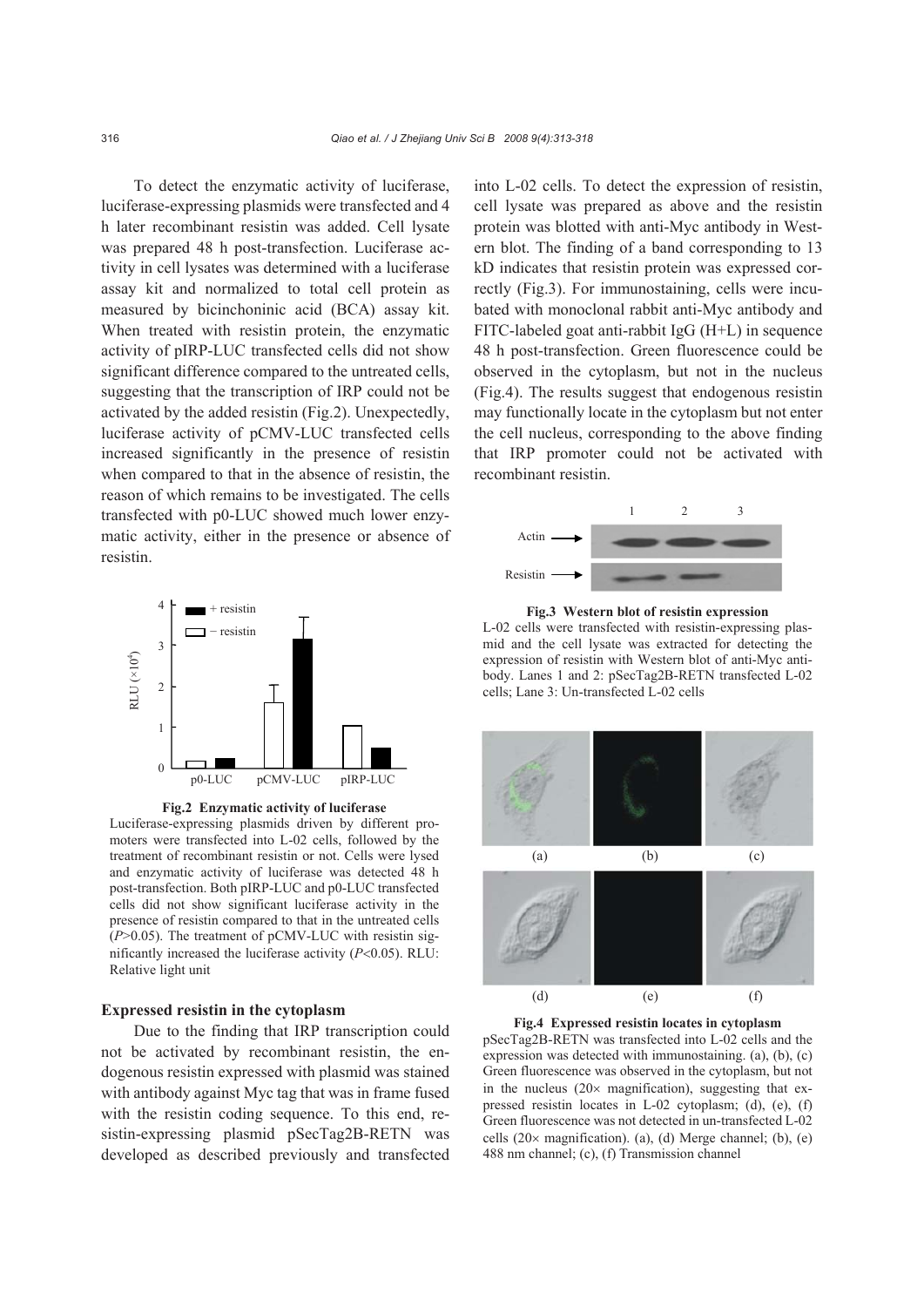To detect the enzymatic activity of luciferase, luciferase-expressing plasmids were transfected and 4 h later recombinant resistin was added. Cell lysate was prepared 48 h post-transfection. Luciferase activity in cell lysates was determined with a luciferase assay kit and normalized to total cell protein as measured by bicinchoninic acid (BCA) assay kit. When treated with resistin protein, the enzymatic activity of pIRP-LUC transfected cells did not show significant difference compared to the untreated cells, suggesting that the transcription of IRP could not be activated by the added resistin (Fig.2). Unexpectedly, luciferase activity of pCMV-LUC transfected cells increased significantly in the presence of resistin when compared to that in the absence of resistin, the reason of which remains to be investigated. The cells transfected with p0-LUC showed much lower enzymatic activity, either in the presence or absence of resistin.

**Fig.2 Enzymatic activity of luciferase**

Luciferase-expressing plasmids driven by different promoters were transfected into L-02 cells, followed by the treatment of recombinant resistin or not. Cells were lysed and enzymatic activity of luciferase was detected 48 h post-transfection. Both pIRP-LUC and p0-LUC transfected cells did not show significant luciferase activity in the presence of resistin compared to that in the untreated cells ($P$>0.05). The treatment of pCMV-LUC with resistin significantly increased the luciferase activity ($P$<0.05). RLU: Relative light unit

### Expressed resistin in the cytoplasm

Due to the finding that IRP transcription could not be activated by recombinant resistin, the endogenous resistin expressed with plasmid was stained with antibody against Myc tag that was in frame fused with the resistin coding sequence. To this end, resistin-expressing plasmid pSecTag2B-RETN was developed as described previously and transfected into L-02 cells. To detect the expression of resistin, cell lysate was prepared as above and the resistin protein was blotted with anti-Myc antibody in Western blot. The finding of a band corresponding to 13 kD indicates that resistin protein was expressed correctly (Fig.3). For immunostaining, cells were incubated with monoclonal rabbit anti-Myc antibody and FITC-labeled goat anti-rabbit IgG (H+L) in sequence 48 h post-transfection. Green fluorescence could be observed in the cytoplasm, but not in the nucleus (Fig.4). The results suggest that endogenous resistin may functionally locate in the cytoplasm but not enter the cell nucleus, corresponding to the above finding that IRP promoter could not be activated with recombinant resistin.

**Fig.3 Western blot of resistin expression**

L-02 cells were transfected with resistin-expressing plasmid and the cell lysate was extracted for detecting the expression of resistin with Western blot of anti-Myc antibody. Lanes 1 and 2: pSecTag2B-RETN transfected L-02 cells; Lane 3: Un-transfected L-02 cells

**Fig.4 Expressed resistin locates in cytoplasm**

pSecTag2B-RETN was transfected into L-02 cells and the expression was detected with immunostaining. (a), (b), (c) Green fluorescence was observed in the cytoplasm, but not in the nucleus (20× magnification), suggesting that expressed resistin locates in L-02 cytoplasm; (d), (e), (f) Green fluorescence was not detected in un-transfected L-02 cells (20× magnification). (a), (d) Merge channel; (b), (e) 488 nm channel; (c), (f) Transmission channel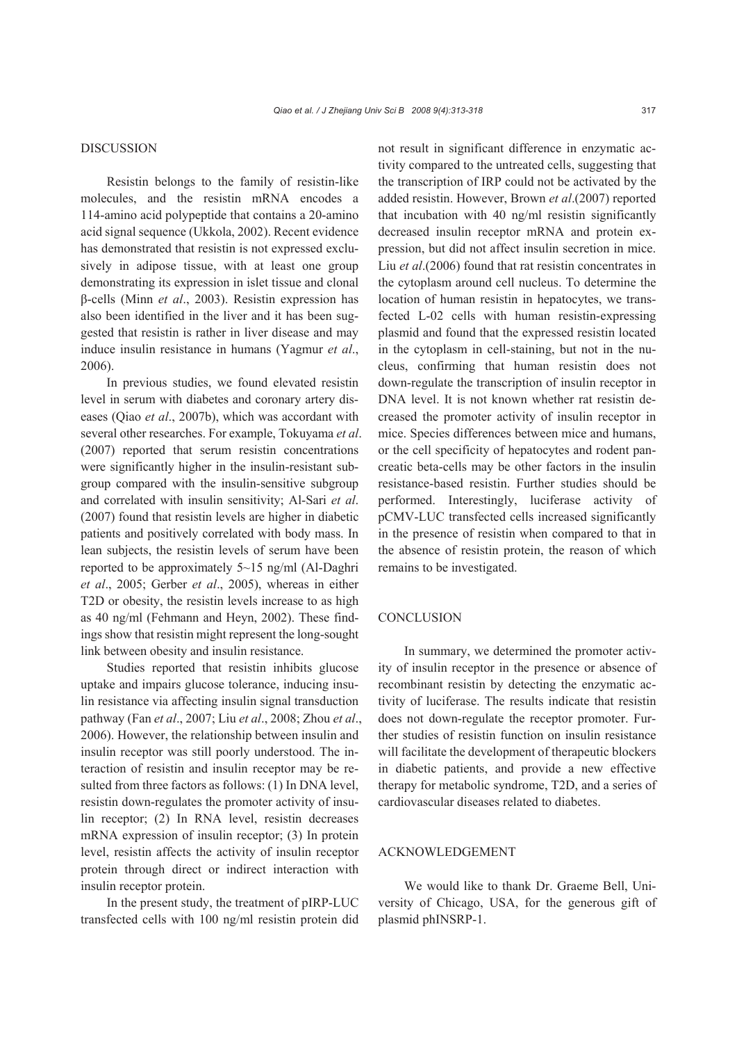## DISCUSSION

Resistin belongs to the family of resistin-like molecules, and the resistin mRNA encodes a 114-amino acid polypeptide that contains a 20-amino acid signal sequence (Ukkola, 2002). Recent evidence has demonstrated that resistin is not expressed exclusively in adipose tissue, with at least one group demonstrating its expression in islet tissue and clonal β-cells (Minn *et al*., 2003). Resistin expression has also been identified in the liver and it has been suggested that resistin is rather in liver disease and may induce insulin resistance in humans (Yagmur *et al*., 2006).

In previous studies, we found elevated resistin level in serum with diabetes and coronary artery diseases (Qiao *et al*., 2007b), which was accordant with several other researches. For example, Tokuyama *et al*. (2007) reported that serum resistin concentrations were significantly higher in the insulin-resistant subgroup compared with the insulin-sensitive subgroup and correlated with insulin sensitivity; Al-Sari *et al*. (2007) found that resistin levels are higher in diabetic patients and positively correlated with body mass. In lean subjects, the resistin levels of serum have been reported to be approximately 5~15 ng/ml (Al-Daghri *et al*., 2005; Gerber *et al*., 2005), whereas in either T2D or obesity, the resistin levels increase to as high as 40 ng/ml (Fehmann and Heyn, 2002). These findings show that resistin might represent the long-sought link between obesity and insulin resistance.

Studies reported that resistin inhibits glucose uptake and impairs glucose tolerance, inducing insulin resistance via affecting insulin signal transduction pathway (Fan *et al*., 2007; Liu *et al*., 2008; Zhou *et al*., 2006). However, the relationship between insulin and insulin receptor was still poorly understood. The interaction of resistin and insulin receptor may be resulted from three factors as follows: (1) In DNA level, resistin down-regulates the promoter activity of insulin receptor; (2) In RNA level, resistin decreases mRNA expression of insulin receptor; (3) In protein level, resistin affects the activity of insulin receptor protein through direct or indirect interaction with insulin receptor protein.

In the present study, the treatment of pIRP-LUC transfected cells with 100 ng/ml resistin protein did not result in significant difference in enzymatic activity compared to the untreated cells, suggesting that the transcription of IRP could not be activated by the added resistin. However, Brown *et al*.(2007) reported that incubation with 40 ng/ml resistin significantly decreased insulin receptor mRNA and protein expression, but did not affect insulin secretion in mice. Liu *et al*.(2006) found that rat resistin concentrates in the cytoplasm around cell nucleus. To determine the location of human resistin in hepatocytes, we transfected L-02 cells with human resistin-expressing plasmid and found that the expressed resistin located in the cytoplasm in cell-staining, but not in the nucleus, confirming that human resistin does not down-regulate the transcription of insulin receptor in DNA level. It is not known whether rat resistin decreased the promoter activity of insulin receptor in mice. Species differences between mice and humans, or the cell specificity of hepatocytes and rodent pancreatic beta-cells may be other factors in the insulin resistance-based resistin. Further studies should be performed. Interestingly, luciferase activity of pCMV-LUC transfected cells increased significantly in the presence of resistin when compared to that in the absence of resistin protein, the reason of which remains to be investigated.

## CONCLUSION

In summary, we determined the promoter activity of insulin receptor in the presence or absence of recombinant resistin by detecting the enzymatic activity of luciferase. The results indicate that resistin does not down-regulate the receptor promoter. Further studies of resistin function on insulin resistance will facilitate the development of therapeutic blockers in diabetic patients, and provide a new effective therapy for metabolic syndrome, T2D, and a series of cardiovascular diseases related to diabetes.

## ACKNOWLEDGEMENT

We would like to thank Dr. Graeme Bell, University of Chicago, USA, for the generous gift of plasmid phINSRP-1.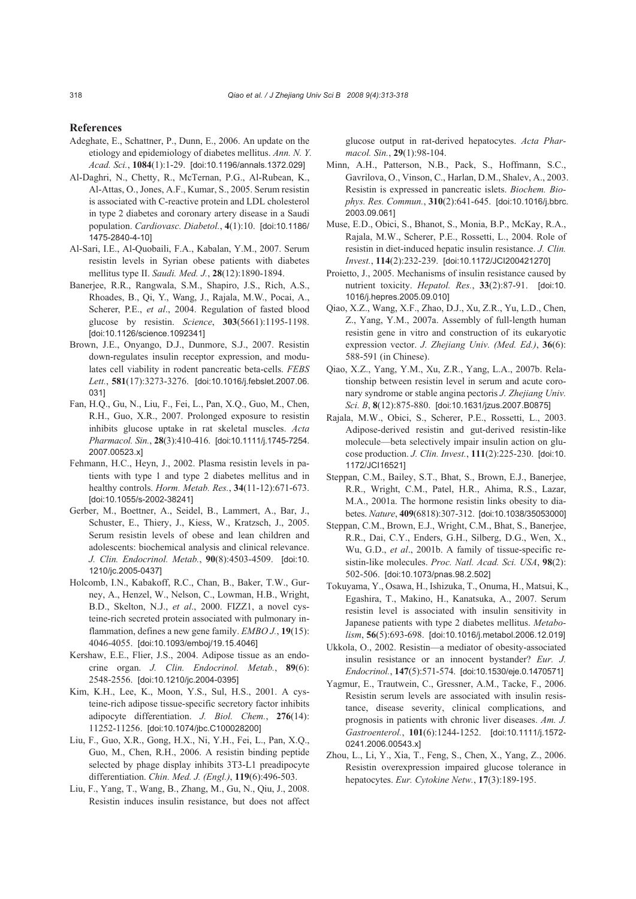## References

Adeghate, E., Schattner, P., Dunn, E., 2006. An update on the etiology and epidemiology of diabetes mellitus. *Ann. N. Y. Acad. Sci.*, **1084**(1):1-29. [doi:10.1196/annals.1372.029]

Al-Daghri, N., Chetty, R., McTernan, P.G., Al-Rubean, K., Al-Attas, O., Jones, A.F., Kumar, S., 2005. Serum resistin is associated with C-reactive protein and LDL cholesterol in type 2 diabetes and coronary artery disease in a Saudi population. *Cardiovasc. Diabetol.*, **4**(1):10. [doi:10.1186/1475-2840-4-10]

Al-Sari, I.E., Al-Quobaili, F.A., Kabalan, Y.M., 2007. Serum resistin levels in Syrian obese patients with diabetes mellitus type II. *Saudi. Med. J.*, **28**(12):1890-1894.

Banerjee, R.R., Rangwala, S.M., Shapiro, J.S., Rich, A.S., Rhoades, B., Qi, Y., Wang, J., Rajala, M.W., Pocai, A., Scherer, P.E., *et al*., 2004. Regulation of fasted blood glucose by resistin. *Science*, **303**(5661):1195-1198. [doi:10.1126/science.1092341]

Brown, J.E., Onyango, D.J., Dunmore, S.J., 2007. Resistin down-regulates insulin receptor expression, and modulates cell viability in rodent pancreatic beta-cells. *FEBS Lett.*, **581**(17):3273-3276. [doi:10.1016/j.febslet.2007.06.031]

Fan, H.Q., Gu, N., Liu, F., Fei, L., Pan, X.Q., Guo, M., Chen, R.H., Guo, X.R., 2007. Prolonged exposure to resistin inhibits glucose uptake in rat skeletal muscles. *Acta Pharmacol. Sin.*, **28**(3):410-416. [doi:10.1111/j.1745-7254.2007.00523.x]

Fehmann, H.C., Heyn, J., 2002. Plasma resistin levels in patients with type 1 and type 2 diabetes mellitus and in healthy controls. *Horm. Metab. Res.*, **34**(11-12):671-673. [doi:10.1055/s-2002-38241]

Gerber, M., Boettner, A., Seidel, B., Lammert, A., Bar, J., Schuster, E., Thiery, J., Kiess, W., Kratzsch, J., 2005. Serum resistin levels of obese and lean children and adolescents: biochemical analysis and clinical relevance. *J. Clin. Endocrinol. Metab.*, **90**(8):4503-4509. [doi:10.1210/jc.2005-0437]

Holcomb, I.N., Kabakoff, R.C., Chan, B., Baker, T.W., Gurney, A., Henzel, W., Nelson, C., Lowman, H.B., Wright, B.D., Skelton, N.J., *et al*., 2000. FIZZ1, a novel cysteine-rich secreted protein associated with pulmonary inflammation, defines a new gene family. *EMBO J.*, **19**(15):4046-4055. [doi:10.1093/emboj/19.15.4046]

Kershaw, E.E., Flier, J.S., 2004. Adipose tissue as an endocrine organ. *J. Clin. Endocrinol. Metab.*, **89**(6):2548-2556. [doi:10.1210/jc.2004-0395]

Kim, K.H., Lee, K., Moon, Y.S., Sul, H.S., 2001. A cysteine-rich adipose tissue-specific secretory factor inhibits adipocyte differentiation. *J. Biol. Chem.*, **276**(14):11252-11256. [doi:10.1074/jbc.C100028200]

Liu, F., Guo, X.R., Gong, H.X., Ni, Y.H., Fei, L., Pan, X.Q., Guo, M., Chen, R.H., 2006. A resistin binding peptide selected by phage display inhibits 3T3-L1 preadipocyte differentiation. *Chin. Med. J. (Engl.)*, **119**(6):496-503.

Liu, F., Yang, T., Wang, B., Zhang, M., Gu, N., Qiu, J., 2008. Resistin induces insulin resistance, but does not affect glucose output in rat-derived hepatocytes. *Acta Pharmacol. Sin.*, **29**(1):98-104.

Minn, A.H., Patterson, N.B., Pack, S., Hoffmann, S.C., Gavrilova, O., Vinson, C., Harlan, D.M., Shalev, A., 2003. Resistin is expressed in pancreatic islets. *Biochem. Biophys. Res. Commun.*, **310**(2):641-645. [doi:10.1016/j.bbrc.2003.09.061]

Muse, E.D., Obici, S., Bhanot, S., Monia, B.P., McKay, R.A., Rajala, M.W., Scherer, P.E., Rossetti, L., 2004. Role of resistin in diet-induced hepatic insulin resistance. *J. Clin. Invest.*, **114**(2):232-239. [doi:10.1172/JCI200421270]

Proietto, J., 2005. Mechanisms of insulin resistance caused by nutrient toxicity. *Hepatol. Res.*, **33**(2):87-91. [doi:10.1016/j.hepres.2005.09.010]

Qiao, X.Z., Wang, X.F., Zhao, D.J., Xu, Z.R., Yu, L.D., Chen, Z., Yang, Y.M., 2007a. Assembly of full-length human resistin gene in vitro and construction of its eukaryotic expression vector. *J. Zhejiang Univ. (Med. Ed.)*, **36**(6):588-591 (in Chinese).

Qiao, X.Z., Yang, Y.M., Xu, Z.R., Yang, L.A., 2007b. Relationship between resistin level in serum and acute coronary syndrome or stable angina pectoris *J. Zhejiang Univ. Sci. B*, **8**(12):875-880. [doi:10.1631/jzus.2007.B0875]

Rajala, M.W., Obici, S., Scherer, P.E., Rossetti, L., 2003. Adipose-derived resistin and gut-derived resistin-like molecule—beta selectively impair insulin action on glucose production. *J. Clin. Invest.*, **111**(2):225-230. [doi:10.1172/JCI16521]

Steppan, C.M., Bailey, S.T., Bhat, S., Brown, E.J., Banerjee, R.R., Wright, C.M., Patel, H.R., Ahima, R.S., Lazar, M.A., 2001a. The hormone resistin links obesity to diabetes. *Nature*, **409**(6818):307-312. [doi:10.1038/35053000]

Steppan, C.M., Brown, E.J., Wright, C.M., Bhat, S., Banerjee, R.R., Dai, C.Y., Enders, G.H., Silberg, D.G., Wen, X., Wu, G.D., *et al*., 2001b. A family of tissue-specific resistin-like molecules. *Proc. Natl. Acad. Sci. USA*, **98**(2):502-506. [doi:10.1073/pnas.98.2.502]

Tokuyama, Y., Osawa, H., Ishizuka, T., Onuma, H., Matsui, K., Egashira, T., Makino, H., Kanatsuka, A., 2007. Serum resistin level is associated with insulin sensitivity in Japanese patients with type 2 diabetes mellitus. *Metabolism*, **56**(5):693-698. [doi:10.1016/j.metabol.2006.12.019]

Ukkola, O., 2002. Resistin—a mediator of obesity-associated insulin resistance or an innocent bystander? *Eur. J. Endocrinol.*, **147**(5):571-574. [doi:10.1530/eje.0.1470571]

Yagmur, E., Trautwein, C., Gressner, A.M., Tacke, F., 2006. Resistin serum levels are associated with insulin resistance, disease severity, clinical complications, and prognosis in patients with chronic liver diseases. *Am. J. Gastroenterol.*, **101**(6):1244-1252. [doi:10.1111/j.1572-0241.2006.00543.x]

Zhou, L., Li, Y., Xia, T., Feng, S., Chen, X., Yang, Z., 2006. Resistin overexpression impaired glucose tolerance in hepatocytes. *Eur. Cytokine Netw.*, **17**(3):189-195.